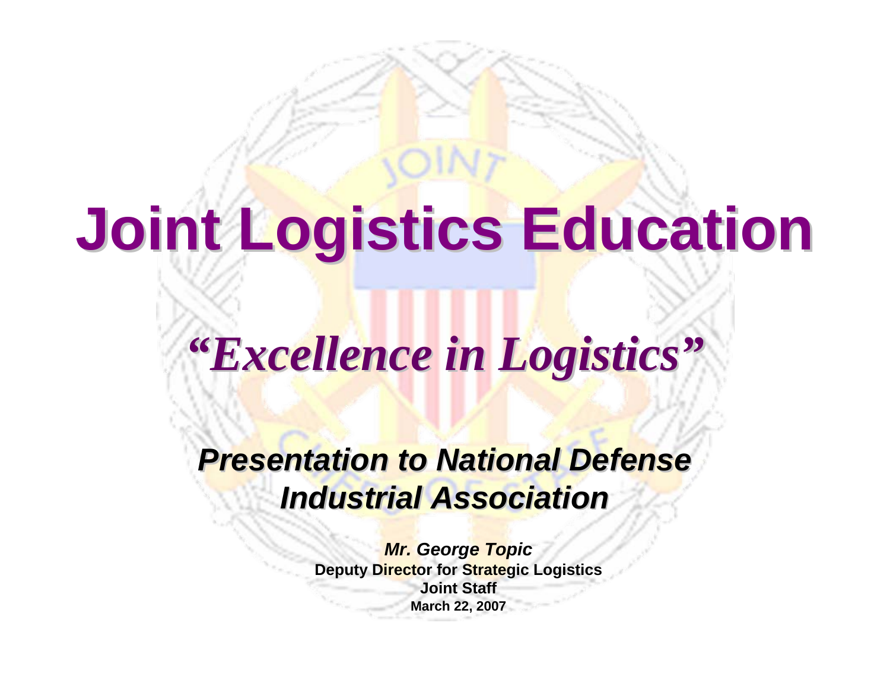# Joint Logistics Education

## *"Excellence in Logistics"*

***Presentation to National Defense Industrial Association***

***Mr. George Topic***
**Deputy Director for Strategic Logistics**
**Joint Staff**
**March 22, 2007**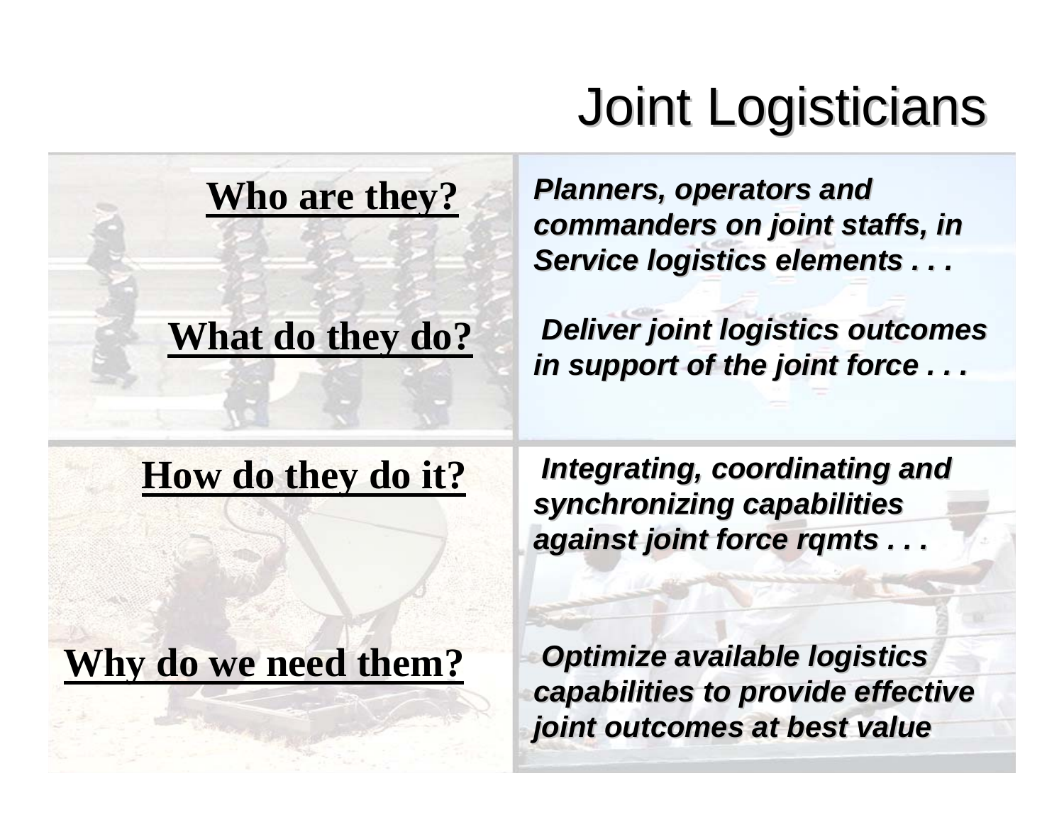# Joint Logisticians

**Who are they?**

***Planners, operators and commanders on joint staffs, in Service logistics elements . . .***

**What do they do?**

***Deliver joint logistics outcomes in support of the joint force . . .***

**How do they do it?**

***Integrating, coordinating and synchronizing capabilities against joint force rqmts . . .***

**Why do we need them?**

***Optimize available logistics capabilities to provide effective joint outcomes at best value***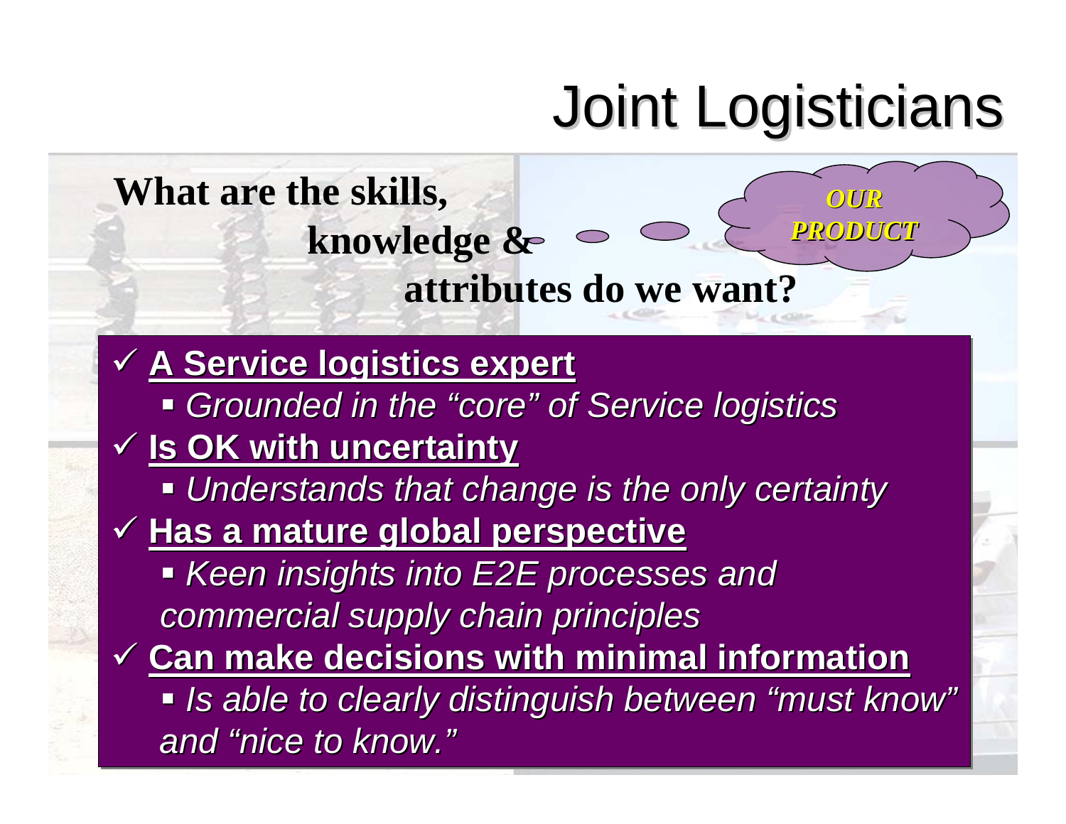# Joint Logisticians

**What are the skills, knowledge & attributes do we want?**

***OUR PRODUCT***

- ✓ **A Service logistics expert**
  - *Grounded in the "core" of Service logistics*
- ✓ **Is OK with uncertainty**
  - *Understands that change is the only certainty*
- ✓ **Has a mature global perspective**
  - *Keen insights into E2E processes and commercial supply chain principles*
- ✓ **Can make decisions with minimal information**
  - *Is able to clearly distinguish between "must know" and "nice to know."*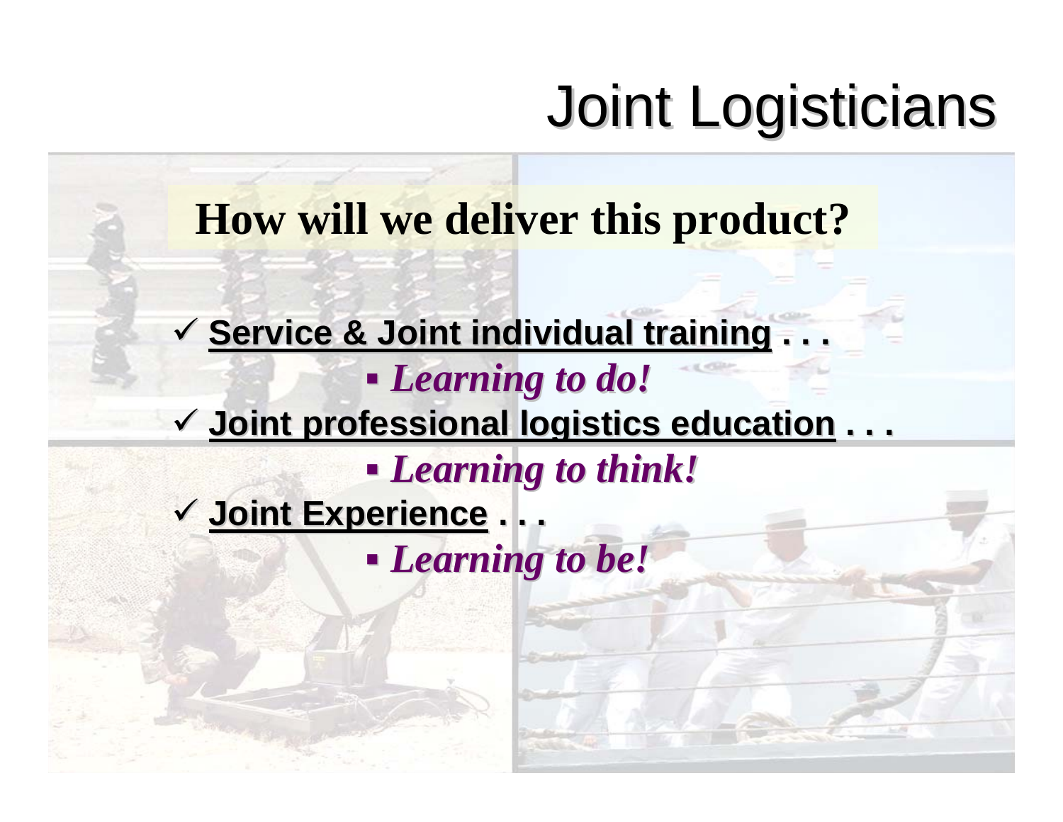# Joint Logisticians

## How will we deliver this product?

- ✓ **Service & Joint individual training . . .**
  - ***Learning to do!***
- ✓ **Joint professional logistics education . . .**
  - ***Learning to think!***
- ✓ **Joint Experience . . .**
  - ***Learning to be!***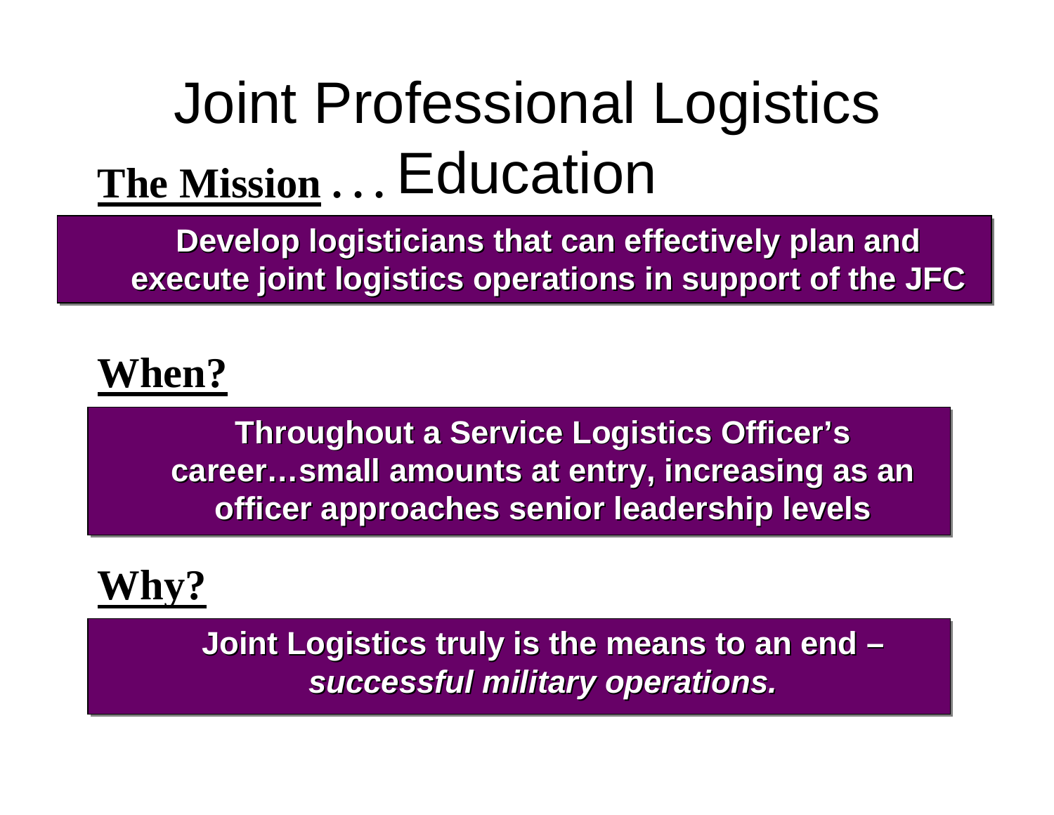# Joint Professional Logistics Education

**The Mission** . . .

**Develop logisticians that can effectively plan and execute joint logistics operations in support of the JFC**

## When?

**Throughout a Service Logistics Officer's career…small amounts at entry, increasing as an officer approaches senior leadership levels**

## Why?

**Joint Logistics truly is the means to an end – *successful military operations.***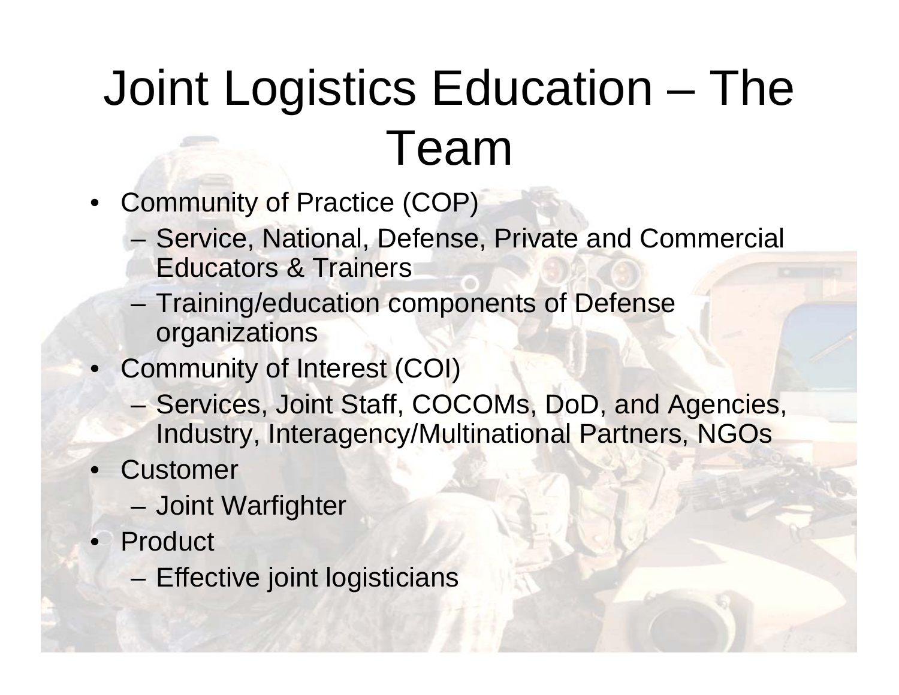# Joint Logistics Education – The Team

- Community of Practice (COP)
  - Service, National, Defense, Private and Commercial Educators & Trainers
  - Training/education components of Defense organizations
- Community of Interest (COI)
  - Services, Joint Staff, COCOMs, DoD, and Agencies, Industry, Interagency/Multinational Partners, NGOs
- Customer
  - Joint Warfighter
- Product
  - Effective joint logisticians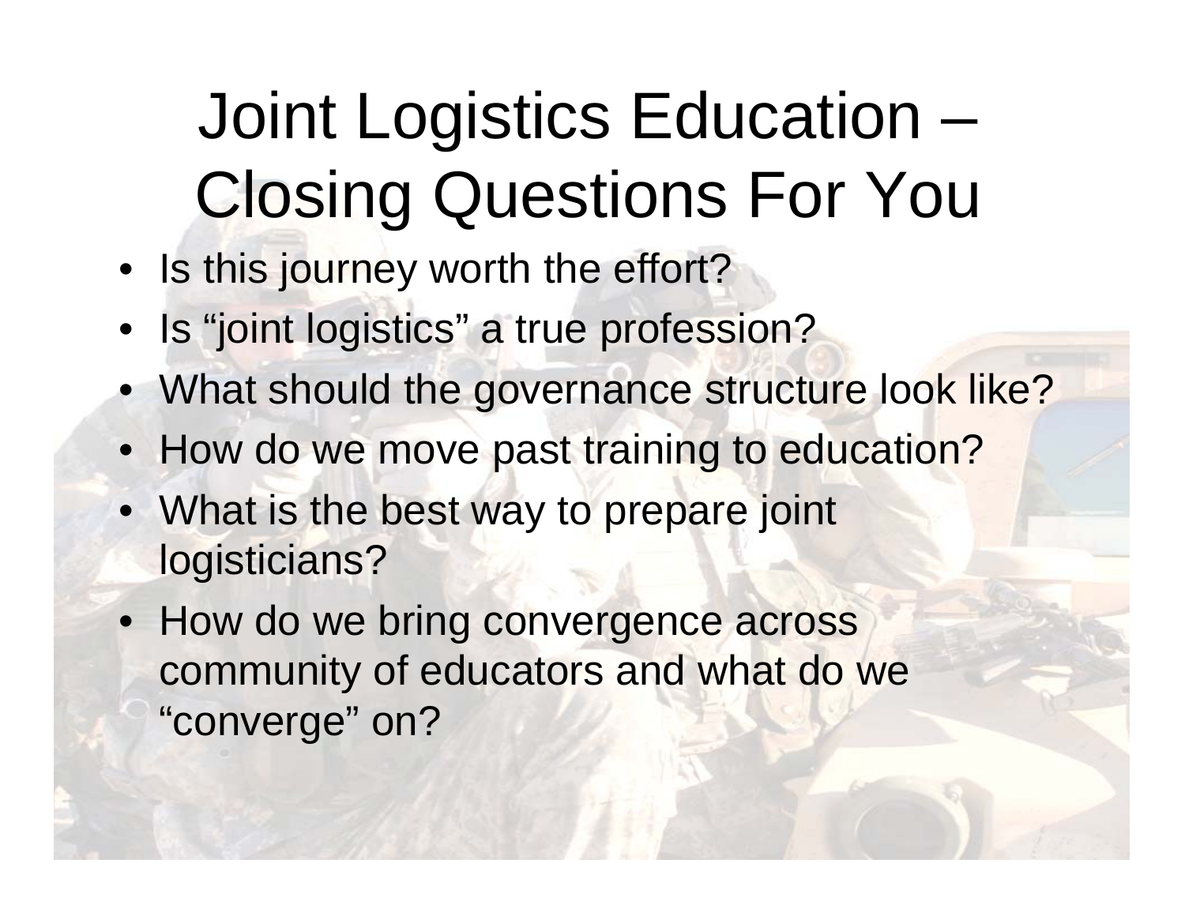# Joint Logistics Education – Closing Questions For You

- Is this journey worth the effort?
- Is "joint logistics" a true profession?
- What should the governance structure look like?
- How do we move past training to education?
- What is the best way to prepare joint logisticians?
- How do we bring convergence across community of educators and what do we "converge" on?